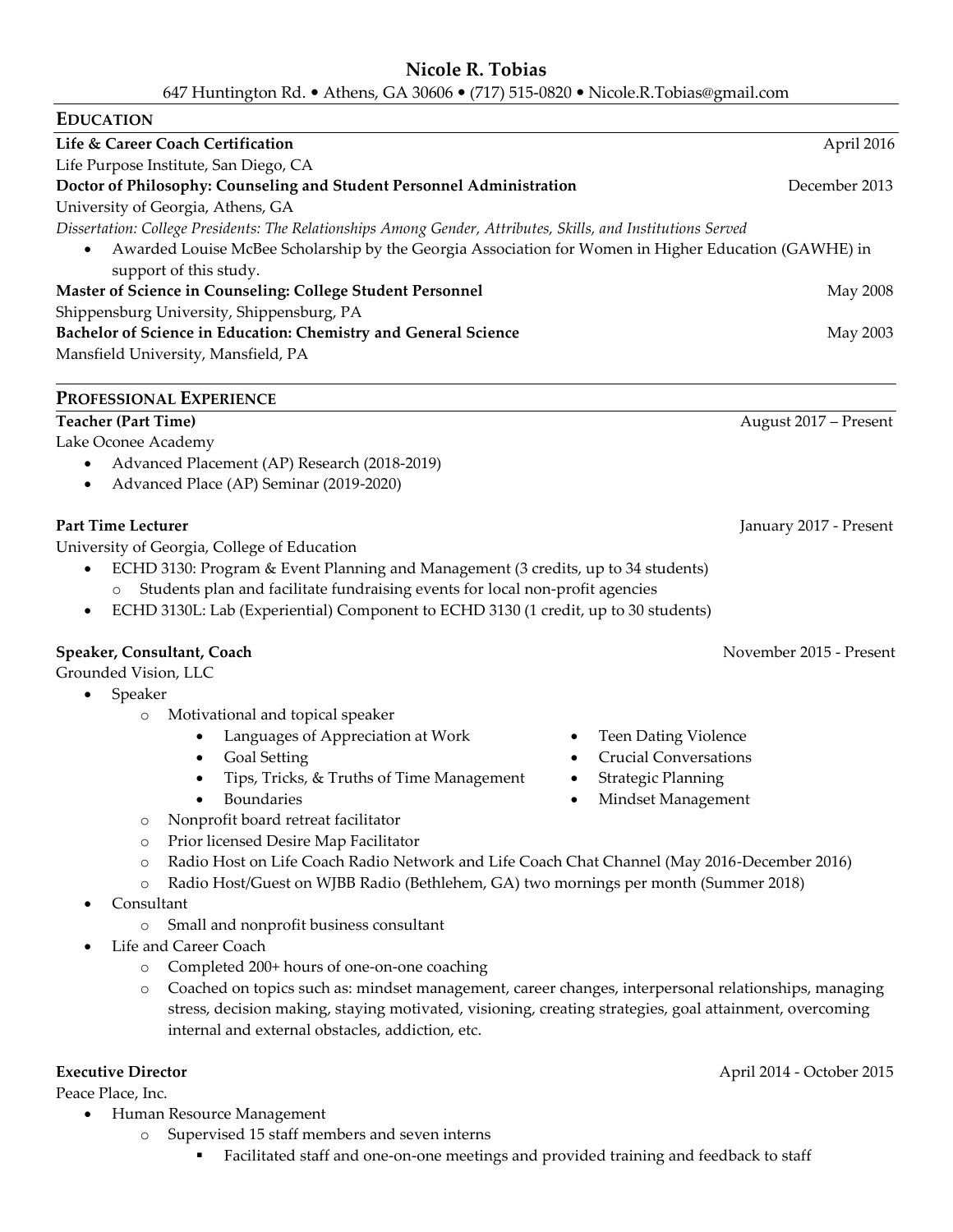# Nicole R. Tobias

647 Huntington Rd. • Athens, GA 30606 • (717) 515-0820 • Nicole.R.Tobias@gmail.com

## Education

**Life & Career Coach Certification** — April 2016
Life Purpose Institute, San Diego, CA

**Doctor of Philosophy: Counseling and Student Personnel Administration** — December 2013
University of Georgia, Athens, GA
*Dissertation: College Presidents: The Relationships Among Gender, Attributes, Skills, and Institutions Served*

- Awarded Louise McBee Scholarship by the Georgia Association for Women in Higher Education (GAWHE) in support of this study.

**Master of Science in Counseling: College Student Personnel** — May 2008
Shippensburg University, Shippensburg, PA

**Bachelor of Science in Education: Chemistry and General Science** — May 2003
Mansfield University, Mansfield, PA

## Professional Experience

**Teacher (Part Time)** — August 2017 – Present
Lake Oconee Academy

- Advanced Placement (AP) Research (2018-2019)
- Advanced Place (AP) Seminar (2019-2020)

**Part Time Lecturer** — January 2017 - Present
University of Georgia, College of Education

- ECHD 3130: Program & Event Planning and Management (3 credits, up to 34 students)
  - Students plan and facilitate fundraising events for local non-profit agencies
- ECHD 3130L: Lab (Experiential) Component to ECHD 3130 (1 credit, up to 30 students)

**Speaker, Consultant, Coach** — November 2015 - Present
Grounded Vision, LLC

- Speaker
  - Motivational and topical speaker
    - Languages of Appreciation at Work
    - Goal Setting
    - Tips, Tricks, & Truths of Time Management
    - Boundaries
    - Teen Dating Violence
    - Crucial Conversations
    - Strategic Planning
    - Mindset Management
  - Nonprofit board retreat facilitator
  - Prior licensed Desire Map Facilitator
  - Radio Host on Life Coach Radio Network and Life Coach Chat Channel (May 2016-December 2016)
  - Radio Host/Guest on WJBB Radio (Bethlehem, GA) two mornings per month (Summer 2018)
- Consultant
  - Small and nonprofit business consultant
- Life and Career Coach
  - Completed 200+ hours of one-on-one coaching
  - Coached on topics such as: mindset management, career changes, interpersonal relationships, managing stress, decision making, staying motivated, visioning, creating strategies, goal attainment, overcoming internal and external obstacles, addiction, etc.

**Executive Director** — April 2014 - October 2015
Peace Place, Inc.

- Human Resource Management
  - Supervised 15 staff members and seven interns
    - Facilitated staff and one-on-one meetings and provided training and feedback to staff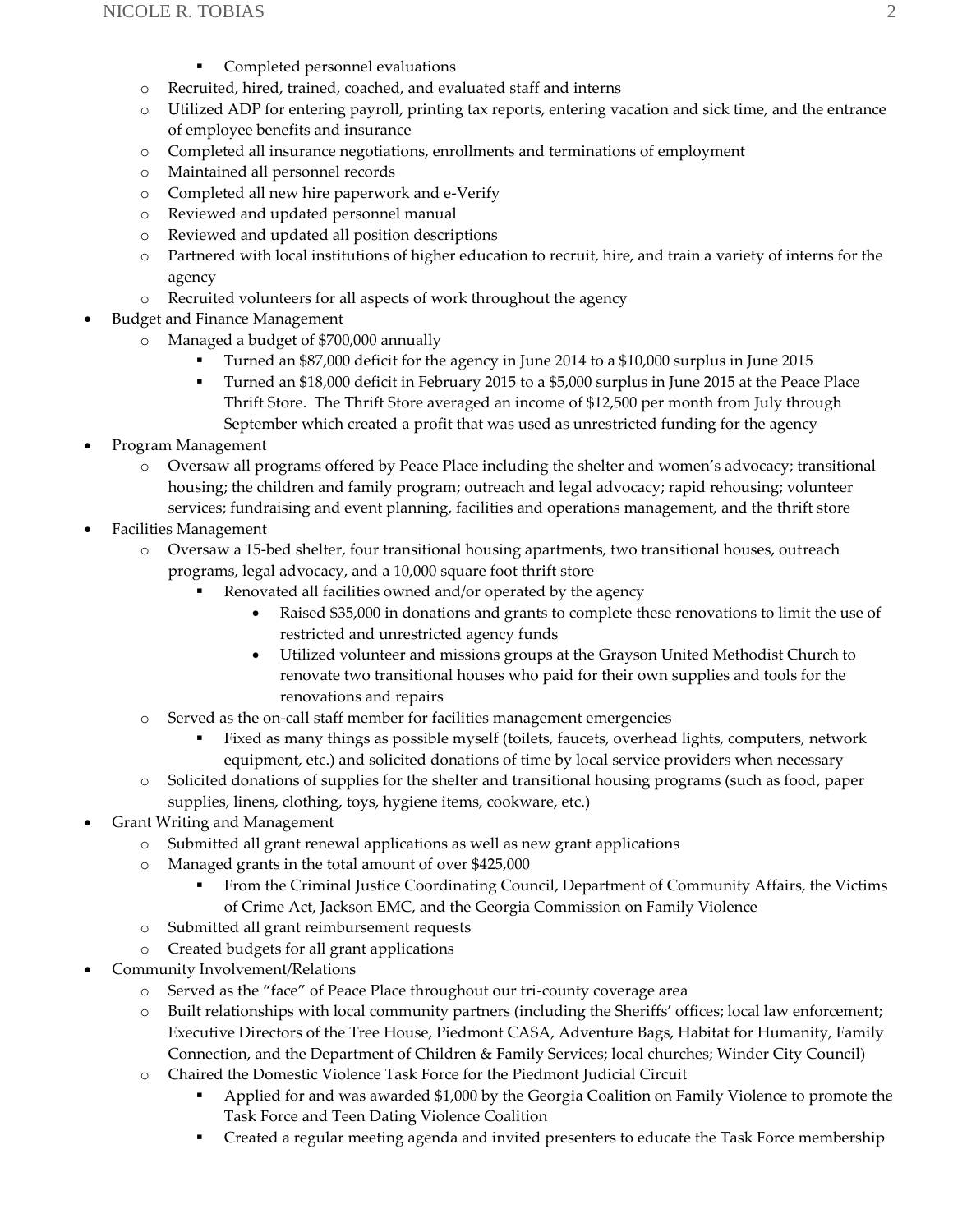- Completed personnel evaluations
    - Recruited, hired, trained, coached, and evaluated staff and interns
    - Utilized ADP for entering payroll, printing tax reports, entering vacation and sick time, and the entrance of employee benefits and insurance
    - Completed all insurance negotiations, enrollments and terminations of employment
    - Maintained all personnel records
    - Completed all new hire paperwork and e-Verify
    - Reviewed and updated personnel manual
    - Reviewed and updated all position descriptions
    - Partnered with local institutions of higher education to recruit, hire, and train a variety of interns for the agency
    - Recruited volunteers for all aspects of work throughout the agency
- Budget and Finance Management
    - Managed a budget of $700,000 annually
        - Turned an $87,000 deficit for the agency in June 2014 to a $10,000 surplus in June 2015
        - Turned an $18,000 deficit in February 2015 to a $5,000 surplus in June 2015 at the Peace Place Thrift Store. The Thrift Store averaged an income of $12,500 per month from July through September which created a profit that was used as unrestricted funding for the agency
- Program Management
    - Oversaw all programs offered by Peace Place including the shelter and women's advocacy; transitional housing; the children and family program; outreach and legal advocacy; rapid rehousing; volunteer services; fundraising and event planning, facilities and operations management, and the thrift store
- Facilities Management
    - Oversaw a 15-bed shelter, four transitional housing apartments, two transitional houses, outreach programs, legal advocacy, and a 10,000 square foot thrift store
        - Renovated all facilities owned and/or operated by the agency
            - Raised $35,000 in donations and grants to complete these renovations to limit the use of restricted and unrestricted agency funds
            - Utilized volunteer and missions groups at the Grayson United Methodist Church to renovate two transitional houses who paid for their own supplies and tools for the renovations and repairs
    - Served as the on-call staff member for facilities management emergencies
        - Fixed as many things as possible myself (toilets, faucets, overhead lights, computers, network equipment, etc.) and solicited donations of time by local service providers when necessary
    - Solicited donations of supplies for the shelter and transitional housing programs (such as food, paper supplies, linens, clothing, toys, hygiene items, cookware, etc.)
- Grant Writing and Management
    - Submitted all grant renewal applications as well as new grant applications
    - Managed grants in the total amount of over $425,000
        - From the Criminal Justice Coordinating Council, Department of Community Affairs, the Victims of Crime Act, Jackson EMC, and the Georgia Commission on Family Violence
    - Submitted all grant reimbursement requests
    - Created budgets for all grant applications
- Community Involvement/Relations
    - Served as the "face" of Peace Place throughout our tri-county coverage area
    - Built relationships with local community partners (including the Sheriffs' offices; local law enforcement; Executive Directors of the Tree House, Piedmont CASA, Adventure Bags, Habitat for Humanity, Family Connection, and the Department of Children & Family Services; local churches; Winder City Council)
    - Chaired the Domestic Violence Task Force for the Piedmont Judicial Circuit
        - Applied for and was awarded $1,000 by the Georgia Coalition on Family Violence to promote the Task Force and Teen Dating Violence Coalition
        - Created a regular meeting agenda and invited presenters to educate the Task Force membership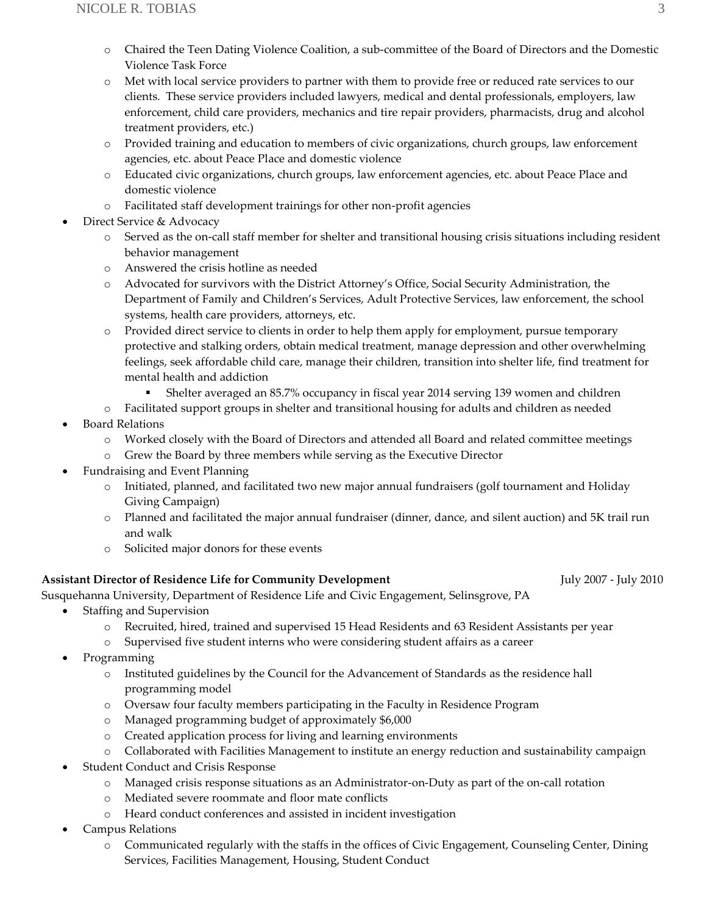- Chaired the Teen Dating Violence Coalition, a sub-committee of the Board of Directors and the Domestic Violence Task Force
  - Met with local service providers to partner with them to provide free or reduced rate services to our clients. These service providers included lawyers, medical and dental professionals, employers, law enforcement, child care providers, mechanics and tire repair providers, pharmacists, drug and alcohol treatment providers, etc.)
  - Provided training and education to members of civic organizations, church groups, law enforcement agencies, etc. about Peace Place and domestic violence
  - Educated civic organizations, church groups, law enforcement agencies, etc. about Peace Place and domestic violence
  - Facilitated staff development trainings for other non-profit agencies
- Direct Service & Advocacy
  - Served as the on-call staff member for shelter and transitional housing crisis situations including resident behavior management
  - Answered the crisis hotline as needed
  - Advocated for survivors with the District Attorney's Office, Social Security Administration, the Department of Family and Children's Services, Adult Protective Services, law enforcement, the school systems, health care providers, attorneys, etc.
  - Provided direct service to clients in order to help them apply for employment, pursue temporary protective and stalking orders, obtain medical treatment, manage depression and other overwhelming feelings, seek affordable child care, manage their children, transition into shelter life, find treatment for mental health and addiction
    - Shelter averaged an 85.7% occupancy in fiscal year 2014 serving 139 women and children
  - Facilitated support groups in shelter and transitional housing for adults and children as needed
- Board Relations
  - Worked closely with the Board of Directors and attended all Board and related committee meetings
  - Grew the Board by three members while serving as the Executive Director
- Fundraising and Event Planning
  - Initiated, planned, and facilitated two new major annual fundraisers (golf tournament and Holiday Giving Campaign)
  - Planned and facilitated the major annual fundraiser (dinner, dance, and silent auction) and 5K trail run and walk
  - Solicited major donors for these events

**Assistant Director of Residence Life for Community Development** July 2007 - July 2010

Susquehanna University, Department of Residence Life and Civic Engagement, Selinsgrove, PA

- Staffing and Supervision
  - Recruited, hired, trained and supervised 15 Head Residents and 63 Resident Assistants per year
  - Supervised five student interns who were considering student affairs as a career
- Programming
  - Instituted guidelines by the Council for the Advancement of Standards as the residence hall programming model
  - Oversaw four faculty members participating in the Faculty in Residence Program
  - Managed programming budget of approximately $6,000
  - Created application process for living and learning environments
  - Collaborated with Facilities Management to institute an energy reduction and sustainability campaign
- Student Conduct and Crisis Response
  - Managed crisis response situations as an Administrator-on-Duty as part of the on-call rotation
  - Mediated severe roommate and floor mate conflicts
  - Heard conduct conferences and assisted in incident investigation
- Campus Relations
  - Communicated regularly with the staffs in the offices of Civic Engagement, Counseling Center, Dining Services, Facilities Management, Housing, Student Conduct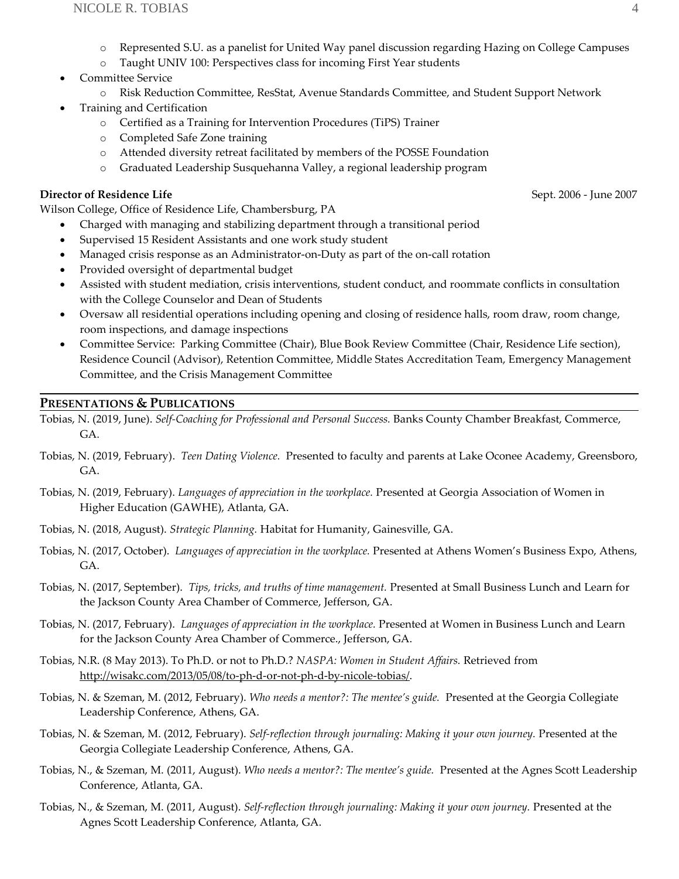- Represented S.U. as a panelist for United Way panel discussion regarding Hazing on College Campuses
  - Taught UNIV 100: Perspectives class for incoming First Year students
- Committee Service
  - Risk Reduction Committee, ResStat, Avenue Standards Committee, and Student Support Network
- Training and Certification
  - Certified as a Training for Intervention Procedures (TiPS) Trainer
  - Completed Safe Zone training
  - Attended diversity retreat facilitated by members of the POSSE Foundation
  - Graduated Leadership Susquehanna Valley, a regional leadership program

**Director of Residence Life** Sept. 2006 - June 2007

Wilson College, Office of Residence Life, Chambersburg, PA

- Charged with managing and stabilizing department through a transitional period
- Supervised 15 Resident Assistants and one work study student
- Managed crisis response as an Administrator-on-Duty as part of the on-call rotation
- Provided oversight of departmental budget
- Assisted with student mediation, crisis interventions, student conduct, and roommate conflicts in consultation with the College Counselor and Dean of Students
- Oversaw all residential operations including opening and closing of residence halls, room draw, room change, room inspections, and damage inspections
- Committee Service: Parking Committee (Chair), Blue Book Review Committee (Chair, Residence Life section), Residence Council (Advisor), Retention Committee, Middle States Accreditation Team, Emergency Management Committee, and the Crisis Management Committee

## PRESENTATIONS & PUBLICATIONS

Tobias, N. (2019, June). *Self-Coaching for Professional and Personal Success.* Banks County Chamber Breakfast, Commerce, GA.

Tobias, N. (2019, February). *Teen Dating Violence.* Presented to faculty and parents at Lake Oconee Academy, Greensboro, GA.

Tobias, N. (2019, February). *Languages of appreciation in the workplace.* Presented at Georgia Association of Women in Higher Education (GAWHE), Atlanta, GA.

Tobias, N. (2018, August). *Strategic Planning.* Habitat for Humanity, Gainesville, GA.

Tobias, N. (2017, October). *Languages of appreciation in the workplace.* Presented at Athens Women's Business Expo, Athens, GA.

Tobias, N. (2017, September). *Tips, tricks, and truths of time management.* Presented at Small Business Lunch and Learn for the Jackson County Area Chamber of Commerce, Jefferson, GA.

Tobias, N. (2017, February). *Languages of appreciation in the workplace.* Presented at Women in Business Lunch and Learn for the Jackson County Area Chamber of Commerce., Jefferson, GA.

Tobias, N.R. (8 May 2013). To Ph.D. or not to Ph.D.? *NASPA: Women in Student Affairs.* Retrieved from http://wisakc.com/2013/05/08/to-ph-d-or-not-ph-d-by-nicole-tobias/.

Tobias, N. & Szeman, M. (2012, February). *Who needs a mentor?: The mentee's guide.* Presented at the Georgia Collegiate Leadership Conference, Athens, GA.

Tobias, N. & Szeman, M. (2012, February). *Self-reflection through journaling: Making it your own journey.* Presented at the Georgia Collegiate Leadership Conference, Athens, GA.

Tobias, N., & Szeman, M. (2011, August). *Who needs a mentor?: The mentee's guide.* Presented at the Agnes Scott Leadership Conference, Atlanta, GA.

Tobias, N., & Szeman, M. (2011, August). *Self-reflection through journaling: Making it your own journey.* Presented at the Agnes Scott Leadership Conference, Atlanta, GA.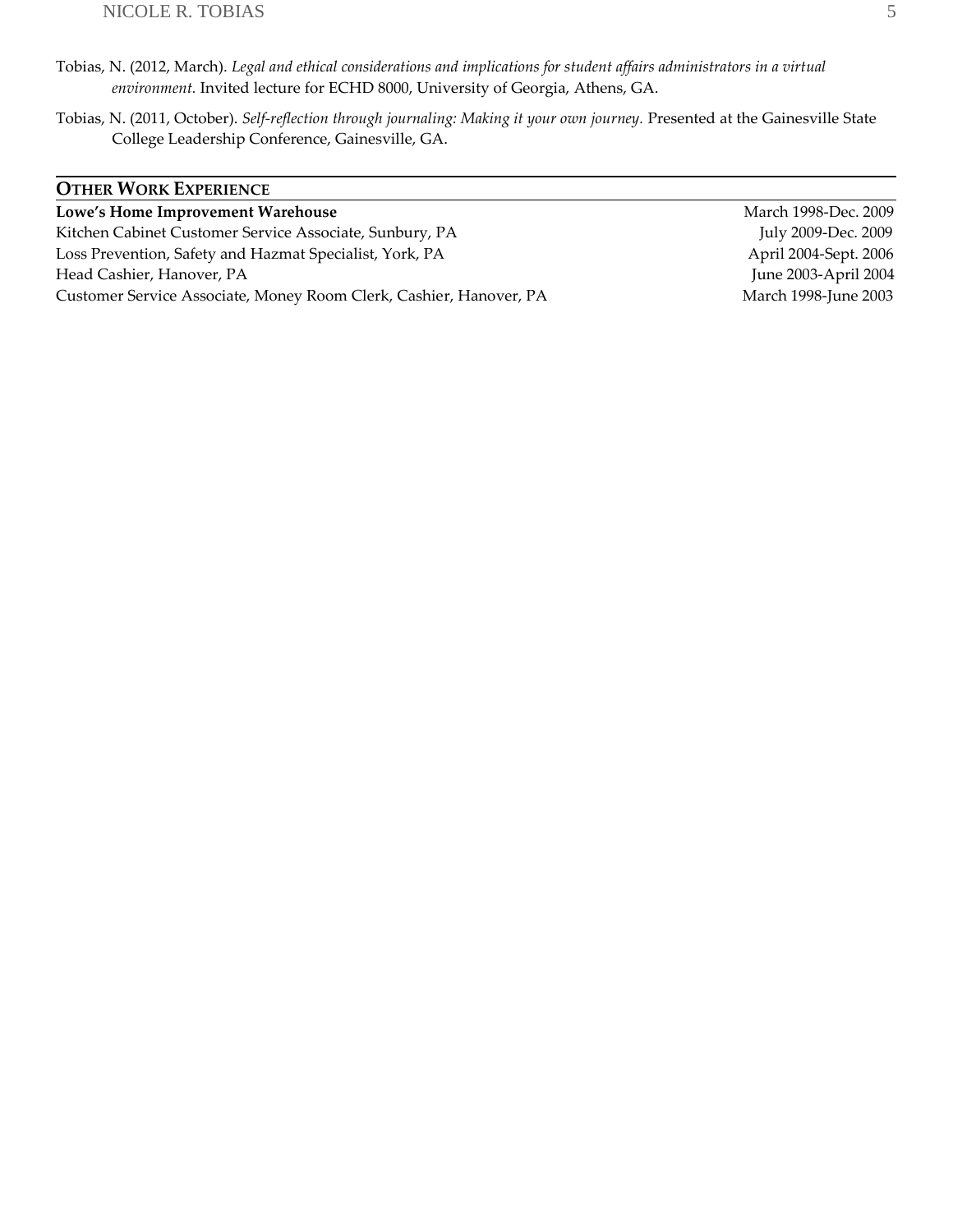Tobias, N. (2012, March). *Legal and ethical considerations and implications for student affairs administrators in a virtual environment.* Invited lecture for ECHD 8000, University of Georgia, Athens, GA.

Tobias, N. (2011, October). *Self-reflection through journaling: Making it your own journey.* Presented at the Gainesville State College Leadership Conference, Gainesville, GA.

## OTHER WORK EXPERIENCE

**Lowe's Home Improvement Warehouse** — March 1998-Dec. 2009

Kitchen Cabinet Customer Service Associate, Sunbury, PA — July 2009-Dec. 2009

Loss Prevention, Safety and Hazmat Specialist, York, PA — April 2004-Sept. 2006

Head Cashier, Hanover, PA — June 2003-April 2004

Customer Service Associate, Money Room Clerk, Cashier, Hanover, PA — March 1998-June 2003